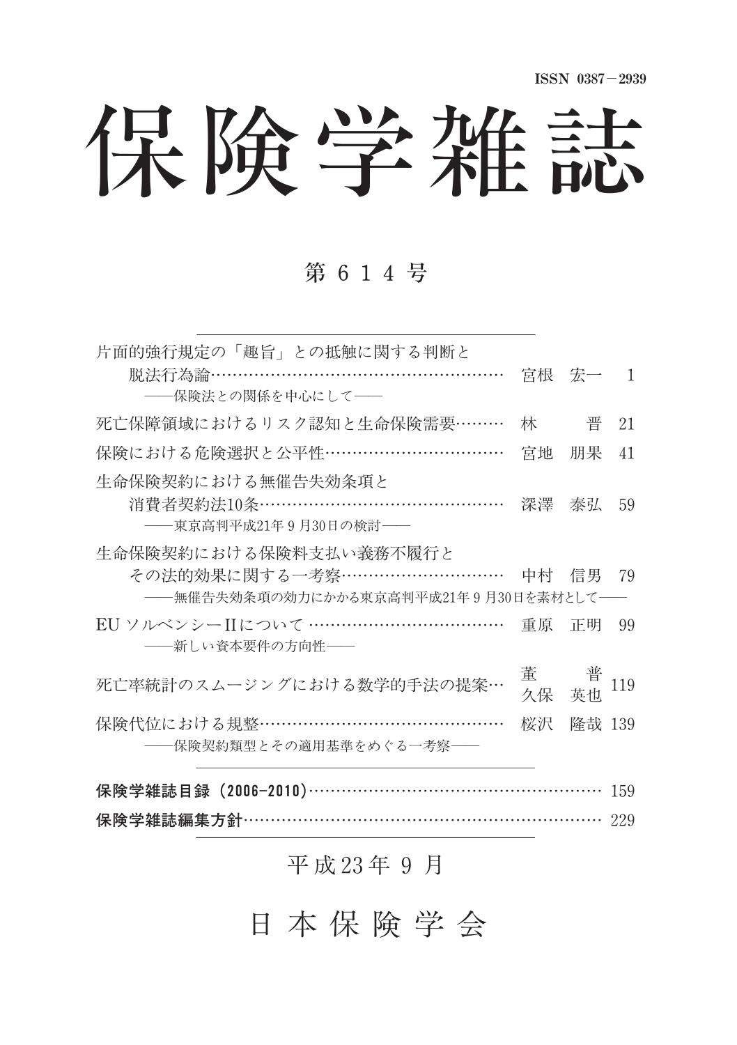ISSN 0387－2939

# 保険学雑誌

## 第614号

片面的強行規定の「趣旨」との抵触に関する判断と脱法行為論………………………………………………… 宮根　宏一　1
——保険法との関係を中心にして——

死亡保障領域におけるリスク認知と生命保険需要……… 林　　晋　21

保険における危険選択と公平性…………………………… 宮地　朋果　41

生命保険契約における無催告失効条項と消費者契約法10条……………………………………… 深澤　泰弘　59
——東京高判平成21年9月30日の検討——

生命保険契約における保険料支払い義務不履行とその法的効果に関する一考察………………………… 中村　信男　79
——無催告失効条項の効力にかかる東京高判平成21年9月30日を素材として——

EU ソルベンシーIIについて ……………………………… 重原　正明　99
——新しい資本要件の方向性——

死亡率統計のスムージングにおける数学的手法の提案… 董　　普／久保　英也　119

保険代位における規整……………………………………… 桜沢　隆哉　139
——保険契約類型とその適用基準をめぐる一考察——

**保険学雑誌目録（2006−2010）**………………………………………………… 159

**保険学雑誌編集方針**………………………………………………………………… 229

平成23年9月

日本保険学会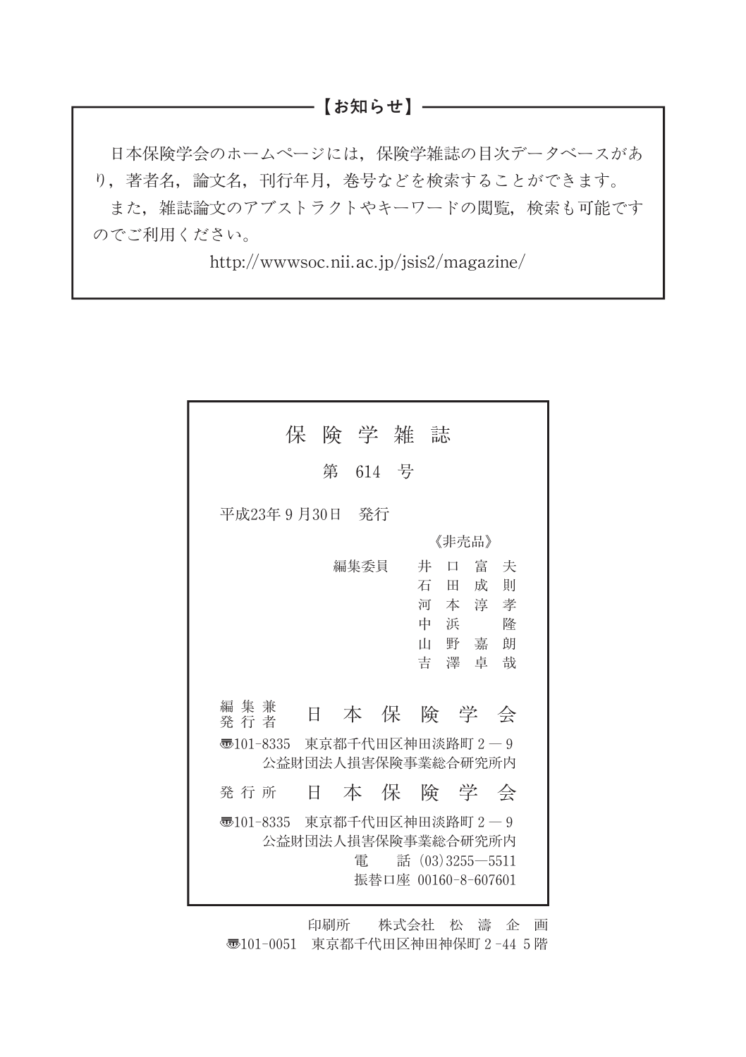## 【お知らせ】

日本保険学会のホームページには，保険学雑誌の目次データベースがあり，著者名，論文名，刊行年月，巻号などを検索することができます。

また，雑誌論文のアブストラクトやキーワードの閲覧，検索も可能ですのでご利用ください。

http://wwwsoc.nii.ac.jp/jsis2/magazine/

---

# 保険学雑誌

第 614 号

平成23年９月30日　発行

《非売品》

編集委員　井口富夫
　　　　　石田成則
　　　　　河本淳孝
　　　　　中浜　隆
　　　　　山野嘉朗
　　　　　吉澤卓哉

編集兼発行者　日本保険学会

〒101-8335　東京都千代田区神田淡路町２－９
公益財団法人損害保険事業総合研究所内

発行所　日本保険学会

〒101-8335　東京都千代田区神田淡路町２－９
公益財団法人損害保険事業総合研究所内
電　話 (03)3255―5511
振替口座 00160-8-607601

印刷所　株式会社 松濤企画
〒101-0051　東京都千代田区神田神保町２-44 ５階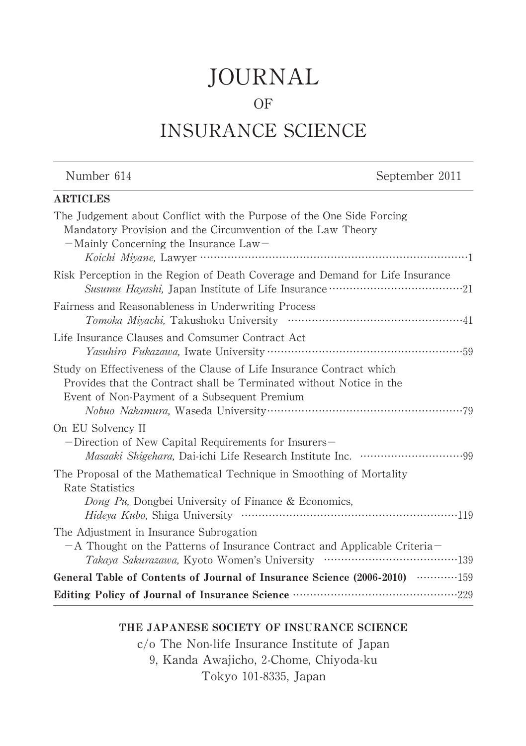# JOURNAL

OF

# INSURANCE SCIENCE

Number 614 September 2011

**ARTICLES**

The Judgement about Conflict with the Purpose of the One Side Forcing Mandatory Provision and the Circumvention of the Law Theory
—Mainly Concerning the Insurance Law—
*Koichi Miyane,* Lawyer ······ 1

Risk Perception in the Region of Death Coverage and Demand for Life Insurance
*Susumu Hayashi,* Japan Institute of Life Insurance ······ 21

Fairness and Reasonableness in Underwriting Process
*Tomoka Miyachi,* Takushoku University ······ 41

Life Insurance Clauses and Comsumer Contract Act
*Yasuhiro Fukazawa,* Iwate University ······ 59

Study on Effectiveness of the Clause of Life Insurance Contract which Provides that the Contract shall be Terminated without Notice in the Event of Non-Payment of a Subsequent Premium
*Nobuo Nakamura,* Waseda University ······ 79

On EU Solvency II
—Direction of New Capital Requirements for Insurers—
*Masaaki Shigehara,* Dai-ichi Life Research Institute Inc. ······ 99

The Proposal of the Mathematical Technique in Smoothing of Mortality Rate Statistics
*Dong Pu,* Dongbei University of Finance & Economics,
*Hideya Kubo,* Shiga University ······ 119

The Adjustment in Insurance Subrogation
—A Thought on the Patterns of Insurance Contract and Applicable Criteria—
*Takaya Sakurazawa,* Kyoto Women's University ······ 139

**General Table of Contents of Journal of Insurance Science (2006-2010)** ······ 159

**Editing Policy of Journal of Insurance Science** ······ 229

**THE JAPANESE SOCIETY OF INSURANCE SCIENCE**
c/o The Non-life Insurance Institute of Japan
9, Kanda Awajicho, 2-Chome, Chiyoda-ku
Tokyo 101-8335, Japan